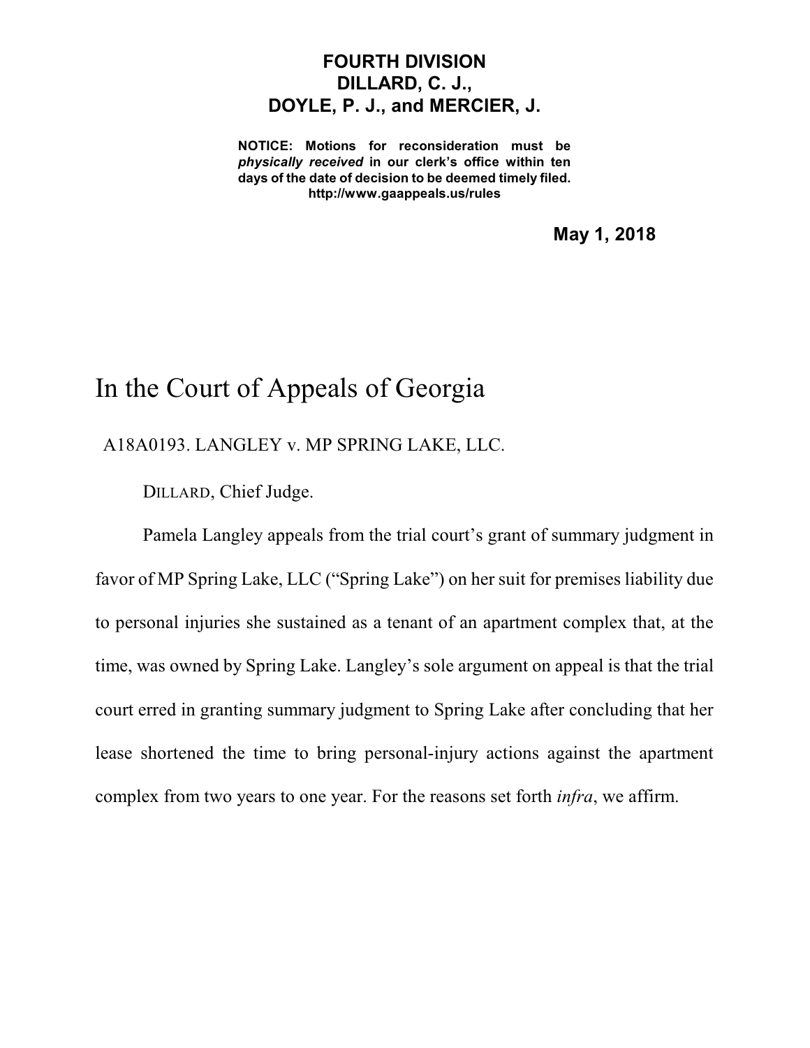**FOURTH DIVISION**
**DILLARD, C. J.,**
**DOYLE, P. J., and MERCIER, J.**

**NOTICE: Motions for reconsideration must be *physically received* in our clerk's office within ten days of the date of decision to be deemed timely filed.**
**http://www.gaappeals.us/rules**

**May 1, 2018**

# In the Court of Appeals of Georgia

A18A0193. LANGLEY v. MP SPRING LAKE, LLC.

DILLARD, Chief Judge.

Pamela Langley appeals from the trial court's grant of summary judgment in favor of MP Spring Lake, LLC ("Spring Lake") on her suit for premises liability due to personal injuries she sustained as a tenant of an apartment complex that, at the time, was owned by Spring Lake. Langley's sole argument on appeal is that the trial court erred in granting summary judgment to Spring Lake after concluding that her lease shortened the time to bring personal-injury actions against the apartment complex from two years to one year. For the reasons set forth *infra*, we affirm.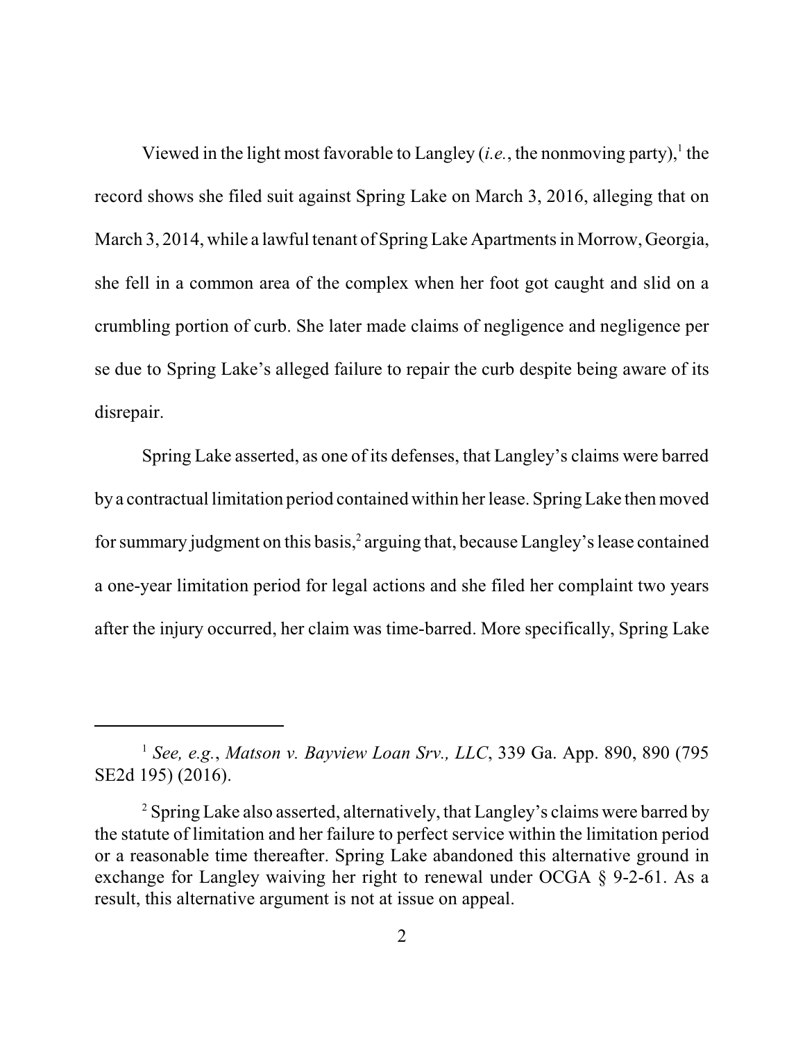Viewed in the light most favorable to Langley (*i.e.*, the nonmoving party),[1] the record shows she filed suit against Spring Lake on March 3, 2016, alleging that on March 3, 2014, while a lawful tenant of Spring Lake Apartments in Morrow, Georgia, she fell in a common area of the complex when her foot got caught and slid on a crumbling portion of curb. She later made claims of negligence and negligence per se due to Spring Lake's alleged failure to repair the curb despite being aware of its disrepair.

Spring Lake asserted, as one of its defenses, that Langley's claims were barred by a contractual limitation period contained within her lease. Spring Lake then moved for summary judgment on this basis,[2] arguing that, because Langley's lease contained a one-year limitation period for legal actions and she filed her complaint two years after the injury occurred, her claim was time-barred. More specifically, Spring Lake

---

[1] *See, e.g.*, *Matson v. Bayview Loan Srv., LLC*, 339 Ga. App. 890, 890 (795 SE2d 195) (2016).

[2] Spring Lake also asserted, alternatively, that Langley's claims were barred by the statute of limitation and her failure to perfect service within the limitation period or a reasonable time thereafter. Spring Lake abandoned this alternative ground in exchange for Langley waiving her right to renewal under OCGA § 9-2-61. As a result, this alternative argument is not at issue on appeal.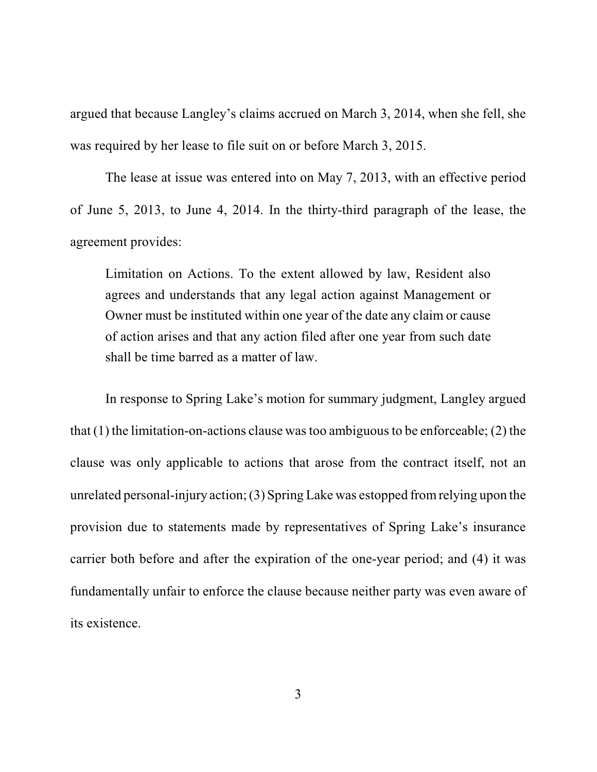argued that because Langley's claims accrued on March 3, 2014, when she fell, she was required by her lease to file suit on or before March 3, 2015.

The lease at issue was entered into on May 7, 2013, with an effective period of June 5, 2013, to June 4, 2014. In the thirty-third paragraph of the lease, the agreement provides:

> Limitation on Actions. To the extent allowed by law, Resident also agrees and understands that any legal action against Management or Owner must be instituted within one year of the date any claim or cause of action arises and that any action filed after one year from such date shall be time barred as a matter of law.

In response to Spring Lake's motion for summary judgment, Langley argued that (1) the limitation-on-actions clause was too ambiguous to be enforceable; (2) the clause was only applicable to actions that arose from the contract itself, not an unrelated personal-injury action; (3) Spring Lake was estopped from relying upon the provision due to statements made by representatives of Spring Lake's insurance carrier both before and after the expiration of the one-year period; and (4) it was fundamentally unfair to enforce the clause because neither party was even aware of its existence.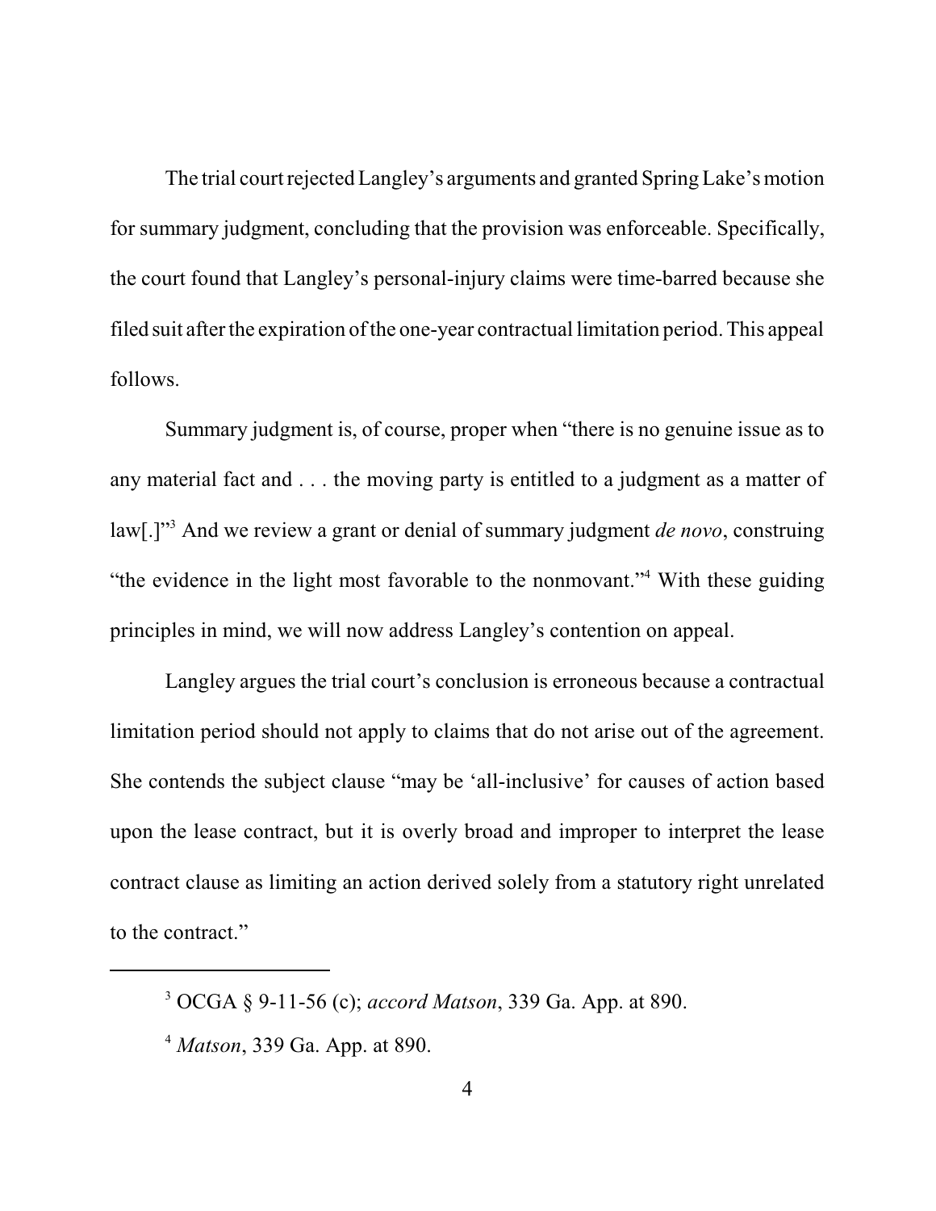The trial court rejected Langley's arguments and granted Spring Lake's motion for summary judgment, concluding that the provision was enforceable. Specifically, the court found that Langley's personal-injury claims were time-barred because she filed suit after the expiration of the one-year contractual limitation period. This appeal follows.

Summary judgment is, of course, proper when "there is no genuine issue as to any material fact and . . . the moving party is entitled to a judgment as a matter of law[.]"[3] And we review a grant or denial of summary judgment *de novo*, construing "the evidence in the light most favorable to the nonmovant."[4] With these guiding principles in mind, we will now address Langley's contention on appeal.

Langley argues the trial court's conclusion is erroneous because a contractual limitation period should not apply to claims that do not arise out of the agreement. She contends the subject clause "may be 'all-inclusive' for causes of action based upon the lease contract, but it is overly broad and improper to interpret the lease contract clause as limiting an action derived solely from a statutory right unrelated to the contract."

---

[3] OCGA § 9-11-56 (c); *accord Matson*, 339 Ga. App. at 890.

[4] *Matson*, 339 Ga. App. at 890.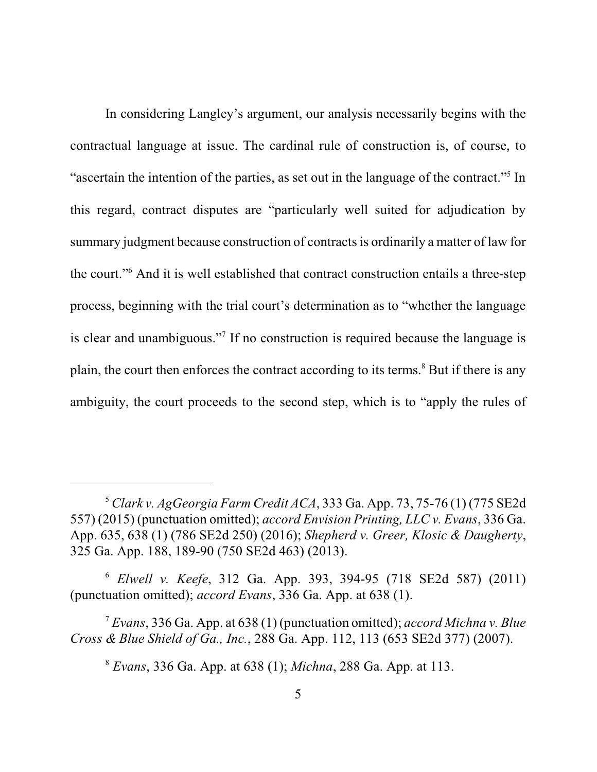In considering Langley's argument, our analysis necessarily begins with the contractual language at issue. The cardinal rule of construction is, of course, to "ascertain the intention of the parties, as set out in the language of the contract."[5] In this regard, contract disputes are "particularly well suited for adjudication by summary judgment because construction of contracts is ordinarily a matter of law for the court."[6] And it is well established that contract construction entails a three-step process, beginning with the trial court's determination as to "whether the language is clear and unambiguous."[7] If no construction is required because the language is plain, the court then enforces the contract according to its terms.[8] But if there is any ambiguity, the court proceeds to the second step, which is to "apply the rules of

---

[5] *Clark v. AgGeorgia Farm Credit ACA*, 333 Ga. App. 73, 75-76 (1) (775 SE2d 557) (2015) (punctuation omitted); *accord Envision Printing, LLC v. Evans*, 336 Ga. App. 635, 638 (1) (786 SE2d 250) (2016); *Shepherd v. Greer, Klosic & Daugherty*, 325 Ga. App. 188, 189-90 (750 SE2d 463) (2013).

[6] *Elwell v. Keefe*, 312 Ga. App. 393, 394-95 (718 SE2d 587) (2011) (punctuation omitted); *accord Evans*, 336 Ga. App. at 638 (1).

[7] *Evans*, 336 Ga. App. at 638 (1) (punctuation omitted); *accord Michna v. Blue Cross & Blue Shield of Ga., Inc.*, 288 Ga. App. 112, 113 (653 SE2d 377) (2007).

[8] *Evans*, 336 Ga. App. at 638 (1); *Michna*, 288 Ga. App. at 113.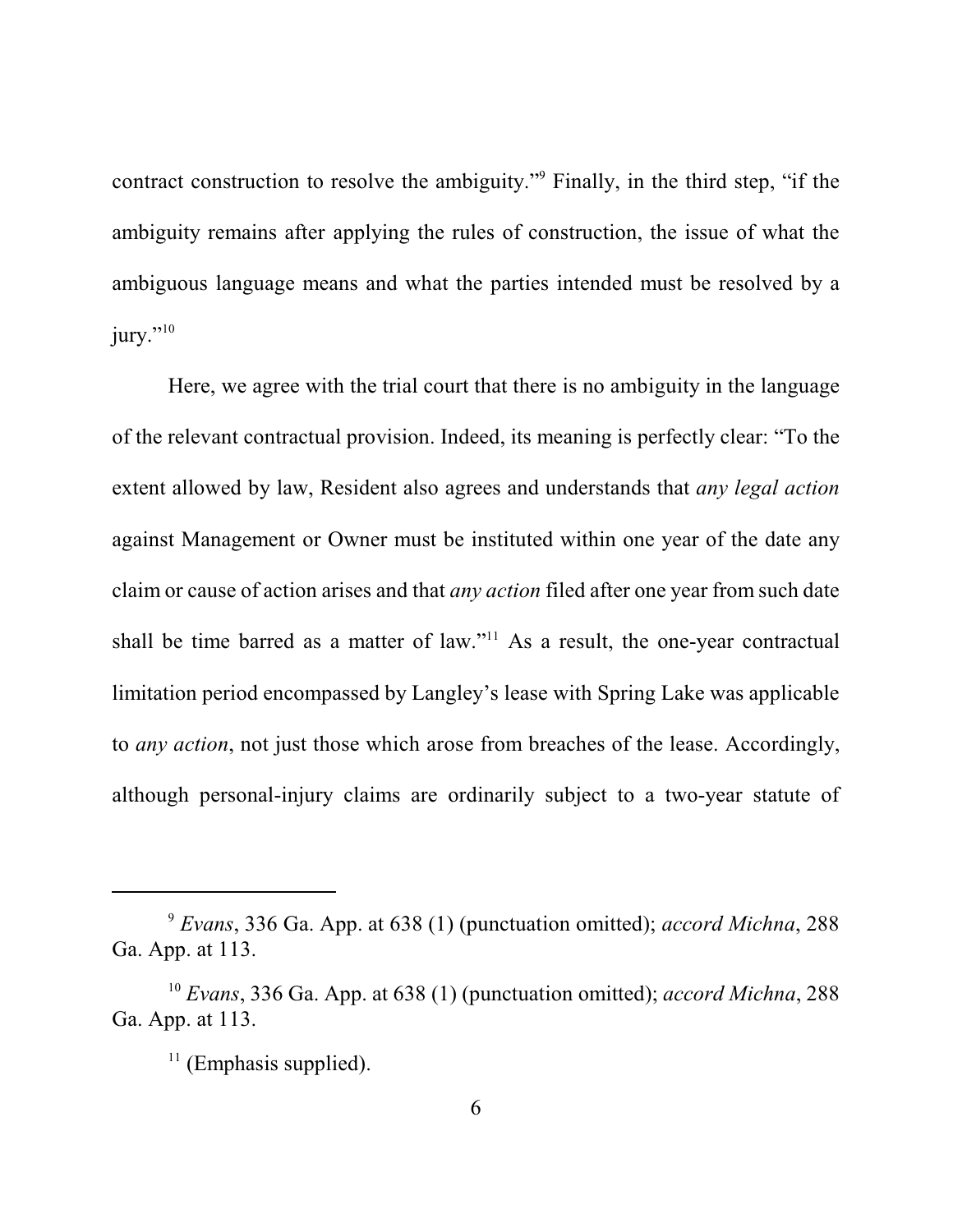contract construction to resolve the ambiguity."[9] Finally, in the third step, "if the ambiguity remains after applying the rules of construction, the issue of what the ambiguous language means and what the parties intended must be resolved by a jury."[10]

Here, we agree with the trial court that there is no ambiguity in the language of the relevant contractual provision. Indeed, its meaning is perfectly clear: "To the extent allowed by law, Resident also agrees and understands that *any legal action* against Management or Owner must be instituted within one year of the date any claim or cause of action arises and that *any action* filed after one year from such date shall be time barred as a matter of law."[11] As a result, the one-year contractual limitation period encompassed by Langley's lease with Spring Lake was applicable to *any action*, not just those which arose from breaches of the lease. Accordingly, although personal-injury claims are ordinarily subject to a two-year statute of

---

[9] *Evans*, 336 Ga. App. at 638 (1) (punctuation omitted); *accord Michna*, 288 Ga. App. at 113.

[10] *Evans*, 336 Ga. App. at 638 (1) (punctuation omitted); *accord Michna*, 288 Ga. App. at 113.

[11] (Emphasis supplied).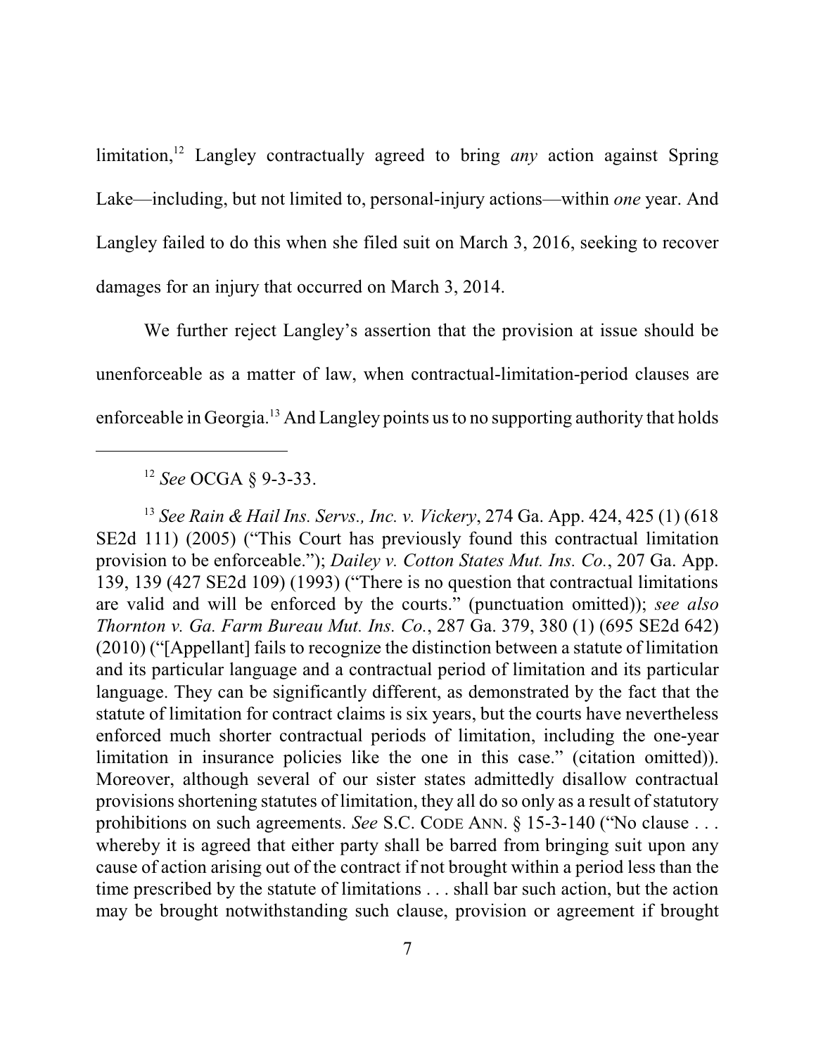limitation,[12] Langley contractually agreed to bring *any* action against Spring Lake—including, but not limited to, personal-injury actions—within *one* year. And Langley failed to do this when she filed suit on March 3, 2016, seeking to recover damages for an injury that occurred on March 3, 2014.

We further reject Langley's assertion that the provision at issue should be unenforceable as a matter of law, when contractual-limitation-period clauses are enforceable in Georgia.[13] And Langley points us to no supporting authority that holds

---

[12] *See* OCGA § 9-3-33.

[13] *See Rain & Hail Ins. Servs., Inc. v. Vickery*, 274 Ga. App. 424, 425 (1) (618 SE2d 111) (2005) ("This Court has previously found this contractual limitation provision to be enforceable."); *Dailey v. Cotton States Mut. Ins. Co.*, 207 Ga. App. 139, 139 (427 SE2d 109) (1993) ("There is no question that contractual limitations are valid and will be enforced by the courts." (punctuation omitted)); *see also Thornton v. Ga. Farm Bureau Mut. Ins. Co.*, 287 Ga. 379, 380 (1) (695 SE2d 642) (2010) ("[Appellant] fails to recognize the distinction between a statute of limitation and its particular language and a contractual period of limitation and its particular language. They can be significantly different, as demonstrated by the fact that the statute of limitation for contract claims is six years, but the courts have nevertheless enforced much shorter contractual periods of limitation, including the one-year limitation in insurance policies like the one in this case." (citation omitted)). Moreover, although several of our sister states admittedly disallow contractual provisions shortening statutes of limitation, they all do so only as a result of statutory prohibitions on such agreements. *See* S.C. CODE ANN. § 15-3-140 ("No clause . . . whereby it is agreed that either party shall be barred from bringing suit upon any cause of action arising out of the contract if not brought within a period less than the time prescribed by the statute of limitations . . . shall bar such action, but the action may be brought notwithstanding such clause, provision or agreement if brought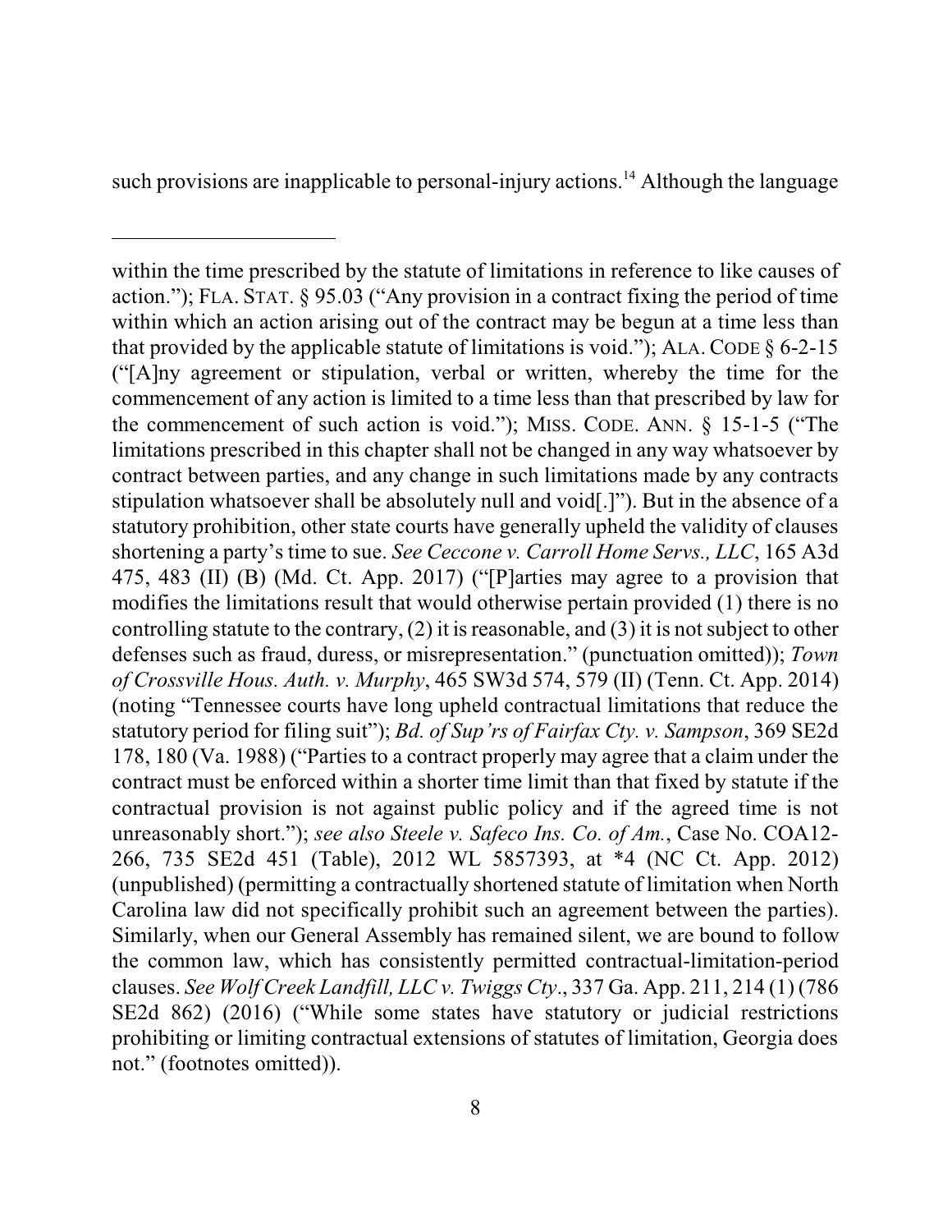such provisions are inapplicable to personal-injury actions.[14] Although the language

---

within the time prescribed by the statute of limitations in reference to like causes of action."); FLA. STAT. § 95.03 ("Any provision in a contract fixing the period of time within which an action arising out of the contract may be begun at a time less than that provided by the applicable statute of limitations is void."); ALA. CODE § 6-2-15 ("[A]ny agreement or stipulation, verbal or written, whereby the time for the commencement of any action is limited to a time less than that prescribed by law for the commencement of such action is void."); MISS. CODE. ANN. § 15-1-5 ("The limitations prescribed in this chapter shall not be changed in any way whatsoever by contract between parties, and any change in such limitations made by any contracts stipulation whatsoever shall be absolutely null and void[.]"). But in the absence of a statutory prohibition, other state courts have generally upheld the validity of clauses shortening a party's time to sue. *See Ceccone v. Carroll Home Servs., LLC*, 165 A3d 475, 483 (II) (B) (Md. Ct. App. 2017) ("[P]arties may agree to a provision that modifies the limitations result that would otherwise pertain provided (1) there is no controlling statute to the contrary, (2) it is reasonable, and (3) it is not subject to other defenses such as fraud, duress, or misrepresentation." (punctuation omitted)); *Town of Crossville Hous. Auth. v. Murphy*, 465 SW3d 574, 579 (II) (Tenn. Ct. App. 2014) (noting "Tennessee courts have long upheld contractual limitations that reduce the statutory period for filing suit"); *Bd. of Sup'rs of Fairfax Cty. v. Sampson*, 369 SE2d 178, 180 (Va. 1988) ("Parties to a contract properly may agree that a claim under the contract must be enforced within a shorter time limit than that fixed by statute if the contractual provision is not against public policy and if the agreed time is not unreasonably short."); *see also Steele v. Safeco Ins. Co. of Am.*, Case No. COA12-266, 735 SE2d 451 (Table), 2012 WL 5857393, at *4 (NC Ct. App. 2012) (unpublished) (permitting a contractually shortened statute of limitation when North Carolina law did not specifically prohibit such an agreement between the parties). Similarly, when our General Assembly has remained silent, we are bound to follow the common law, which has consistently permitted contractual-limitation-period clauses. *See Wolf Creek Landfill, LLC v. Twiggs Cty.*, 337 Ga. App. 211, 214 (1) (786 SE2d 862) (2016) ("While some states have statutory or judicial restrictions prohibiting or limiting contractual extensions of statutes of limitation, Georgia does not." (footnotes omitted)).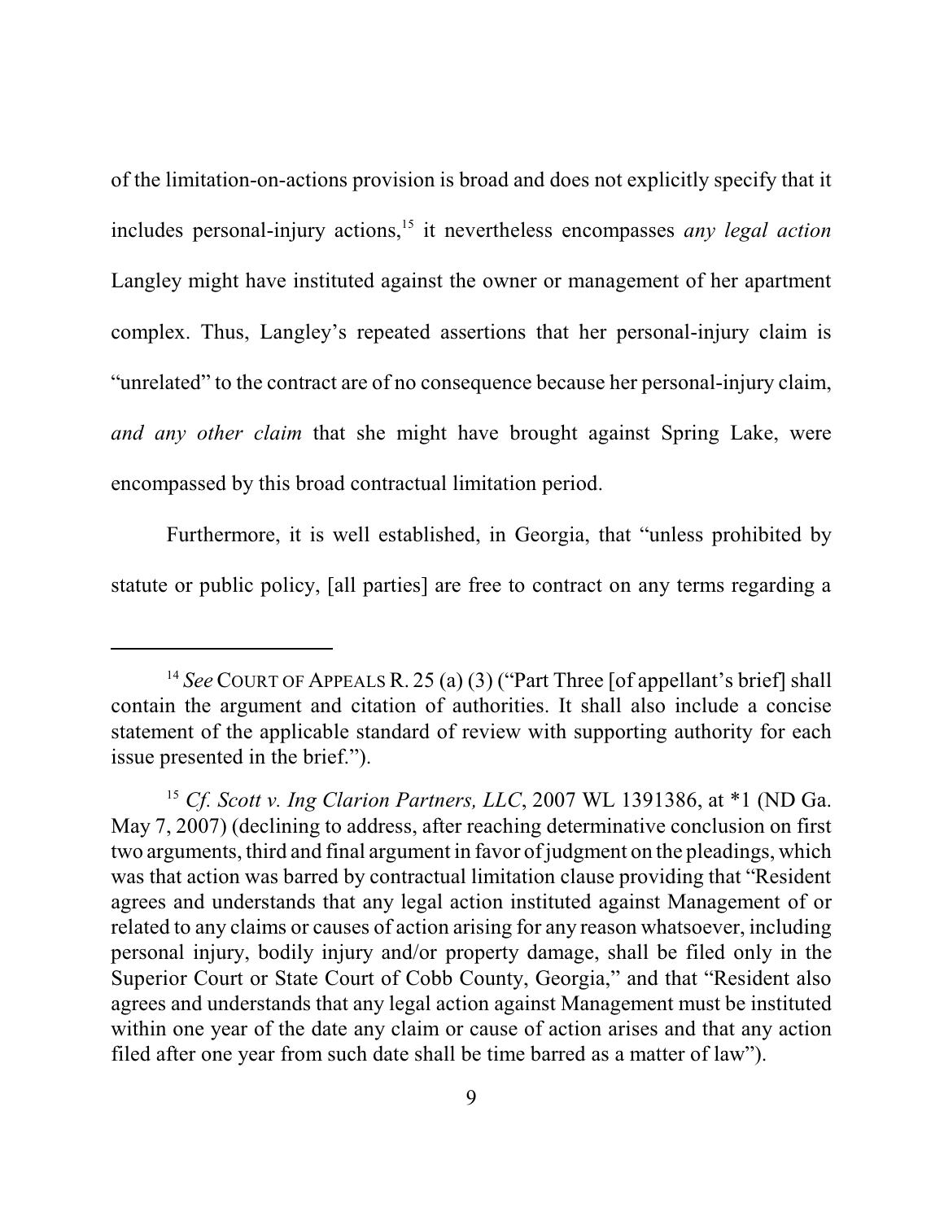of the limitation-on-actions provision is broad and does not explicitly specify that it includes personal-injury actions,[15] it nevertheless encompasses *any legal action* Langley might have instituted against the owner or management of her apartment complex. Thus, Langley's repeated assertions that her personal-injury claim is "unrelated" to the contract are of no consequence because her personal-injury claim, *and any other claim* that she might have brought against Spring Lake, were encompassed by this broad contractual limitation period.

Furthermore, it is well established, in Georgia, that "unless prohibited by statute or public policy, [all parties] are free to contract on any terms regarding a

---

[14] *See* COURT OF APPEALS R. 25 (a) (3) ("Part Three [of appellant's brief] shall contain the argument and citation of authorities. It shall also include a concise statement of the applicable standard of review with supporting authority for each issue presented in the brief.").

[15] *Cf. Scott v. Ing Clarion Partners, LLC*, 2007 WL 1391386, at *1 (ND Ga. May 7, 2007) (declining to address, after reaching determinative conclusion on first two arguments, third and final argument in favor of judgment on the pleadings, which was that action was barred by contractual limitation clause providing that "Resident agrees and understands that any legal action instituted against Management of or related to any claims or causes of action arising for any reason whatsoever, including personal injury, bodily injury and/or property damage, shall be filed only in the Superior Court or State Court of Cobb County, Georgia," and that "Resident also agrees and understands that any legal action against Management must be instituted within one year of the date any claim or cause of action arises and that any action filed after one year from such date shall be time barred as a matter of law").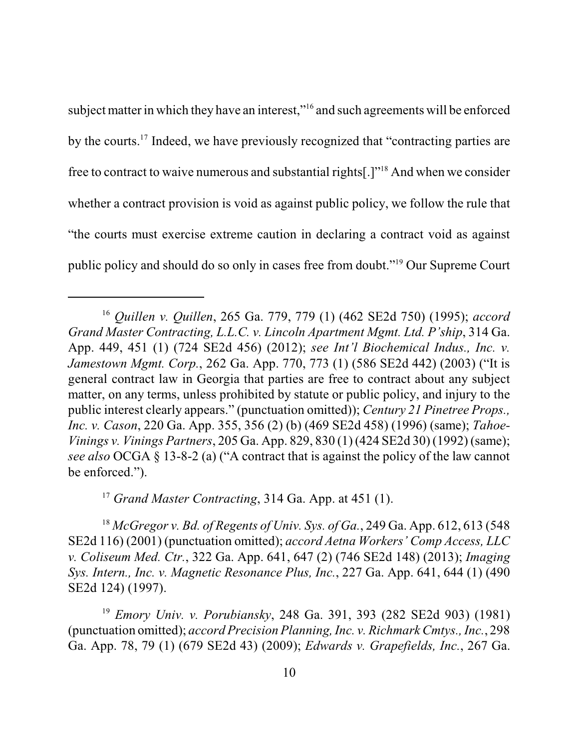subject matter in which they have an interest,"[16] and such agreements will be enforced by the courts.[17] Indeed, we have previously recognized that "contracting parties are free to contract to waive numerous and substantial rights[.]"[18] And when we consider whether a contract provision is void as against public policy, we follow the rule that "the courts must exercise extreme caution in declaring a contract void as against public policy and should do so only in cases free from doubt."[19] Our Supreme Court

---

[16] *Quillen v. Quillen*, 265 Ga. 779, 779 (1) (462 SE2d 750) (1995); *accord Grand Master Contracting, L.L.C. v. Lincoln Apartment Mgmt. Ltd. P'ship*, 314 Ga. App. 449, 451 (1) (724 SE2d 456) (2012); *see Int'l Biochemical Indus., Inc. v. Jamestown Mgmt. Corp.*, 262 Ga. App. 770, 773 (1) (586 SE2d 442) (2003) ("It is general contract law in Georgia that parties are free to contract about any subject matter, on any terms, unless prohibited by statute or public policy, and injury to the public interest clearly appears." (punctuation omitted)); *Century 21 Pinetree Props., Inc. v. Cason*, 220 Ga. App. 355, 356 (2) (b) (469 SE2d 458) (1996) (same); *Tahoe-Vinings v. Vinings Partners*, 205 Ga. App. 829, 830 (1) (424 SE2d 30) (1992) (same); *see also* OCGA § 13-8-2 (a) ("A contract that is against the policy of the law cannot be enforced.").

[17] *Grand Master Contracting*, 314 Ga. App. at 451 (1).

[18] *McGregor v. Bd. of Regents of Univ. Sys. of Ga.*, 249 Ga. App. 612, 613 (548 SE2d 116) (2001) (punctuation omitted); *accord Aetna Workers' Comp Access, LLC v. Coliseum Med. Ctr.*, 322 Ga. App. 641, 647 (2) (746 SE2d 148) (2013); *Imaging Sys. Intern., Inc. v. Magnetic Resonance Plus, Inc.*, 227 Ga. App. 641, 644 (1) (490 SE2d 124) (1997).

[19] *Emory Univ. v. Porubiansky*, 248 Ga. 391, 393 (282 SE2d 903) (1981) (punctuation omitted); *accord Precision Planning, Inc. v. Richmark Cmtys., Inc.*, 298 Ga. App. 78, 79 (1) (679 SE2d 43) (2009); *Edwards v. Grapefields, Inc.*, 267 Ga.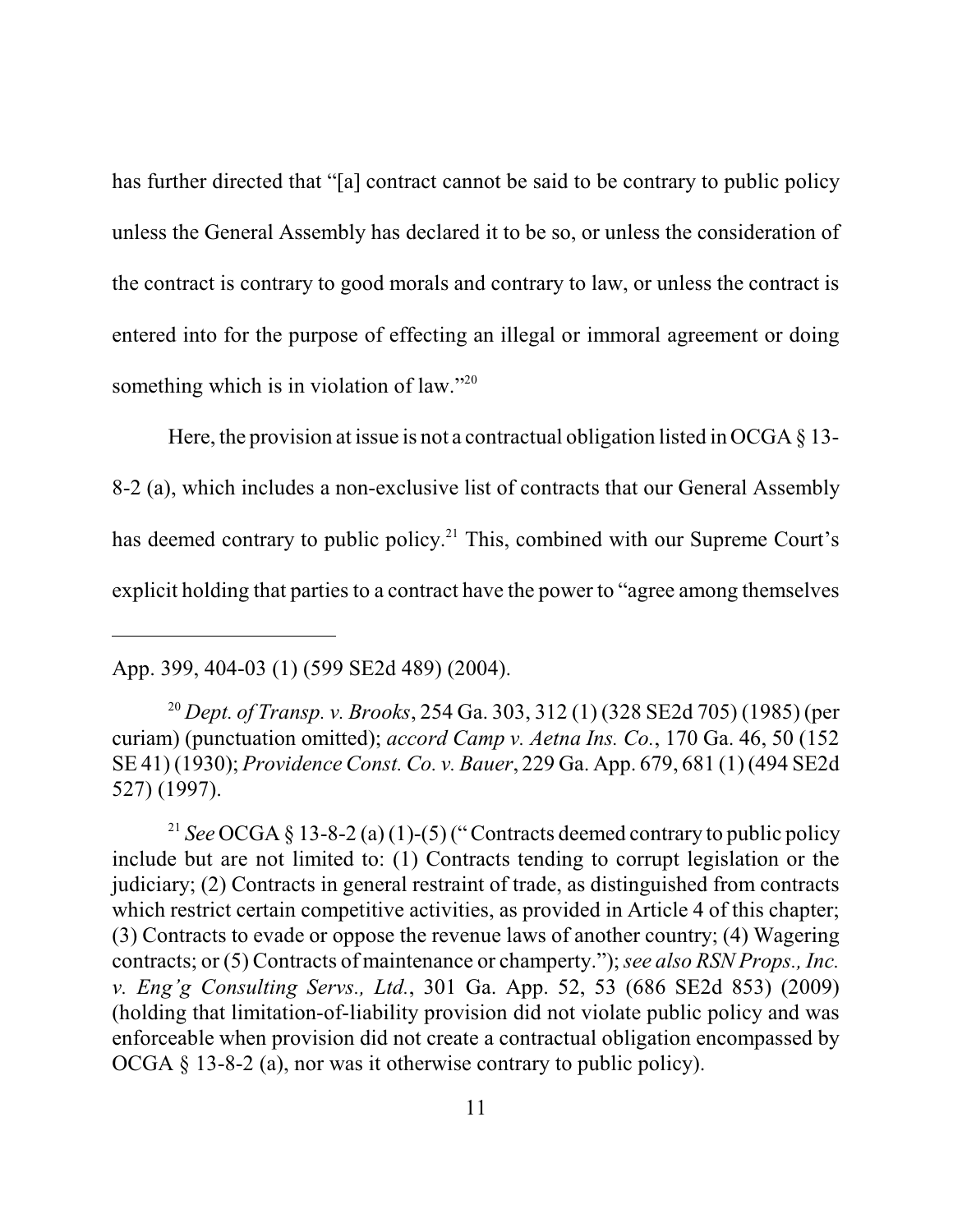has further directed that "[a] contract cannot be said to be contrary to public policy unless the General Assembly has declared it to be so, or unless the consideration of the contract is contrary to good morals and contrary to law, or unless the contract is entered into for the purpose of effecting an illegal or immoral agreement or doing something which is in violation of law."[20]

Here, the provision at issue is not a contractual obligation listed in OCGA § 13-8-2 (a), which includes a non-exclusive list of contracts that our General Assembly has deemed contrary to public policy.[21] This, combined with our Supreme Court's explicit holding that parties to a contract have the power to "agree among themselves

---

App. 399, 404-03 (1) (599 SE2d 489) (2004).

[20] *Dept. of Transp. v. Brooks*, 254 Ga. 303, 312 (1) (328 SE2d 705) (1985) (per curiam) (punctuation omitted); *accord Camp v. Aetna Ins. Co.*, 170 Ga. 46, 50 (152 SE 41) (1930); *Providence Const. Co. v. Bauer*, 229 Ga. App. 679, 681 (1) (494 SE2d 527) (1997).

[21] *See* OCGA § 13-8-2 (a) (1)-(5) ("Contracts deemed contrary to public policy include but are not limited to: (1) Contracts tending to corrupt legislation or the judiciary; (2) Contracts in general restraint of trade, as distinguished from contracts which restrict certain competitive activities, as provided in Article 4 of this chapter; (3) Contracts to evade or oppose the revenue laws of another country; (4) Wagering contracts; or (5) Contracts of maintenance or champerty."); *see also RSN Props., Inc. v. Eng'g Consulting Servs., Ltd.*, 301 Ga. App. 52, 53 (686 SE2d 853) (2009) (holding that limitation-of-liability provision did not violate public policy and was enforceable when provision did not create a contractual obligation encompassed by OCGA § 13-8-2 (a), nor was it otherwise contrary to public policy).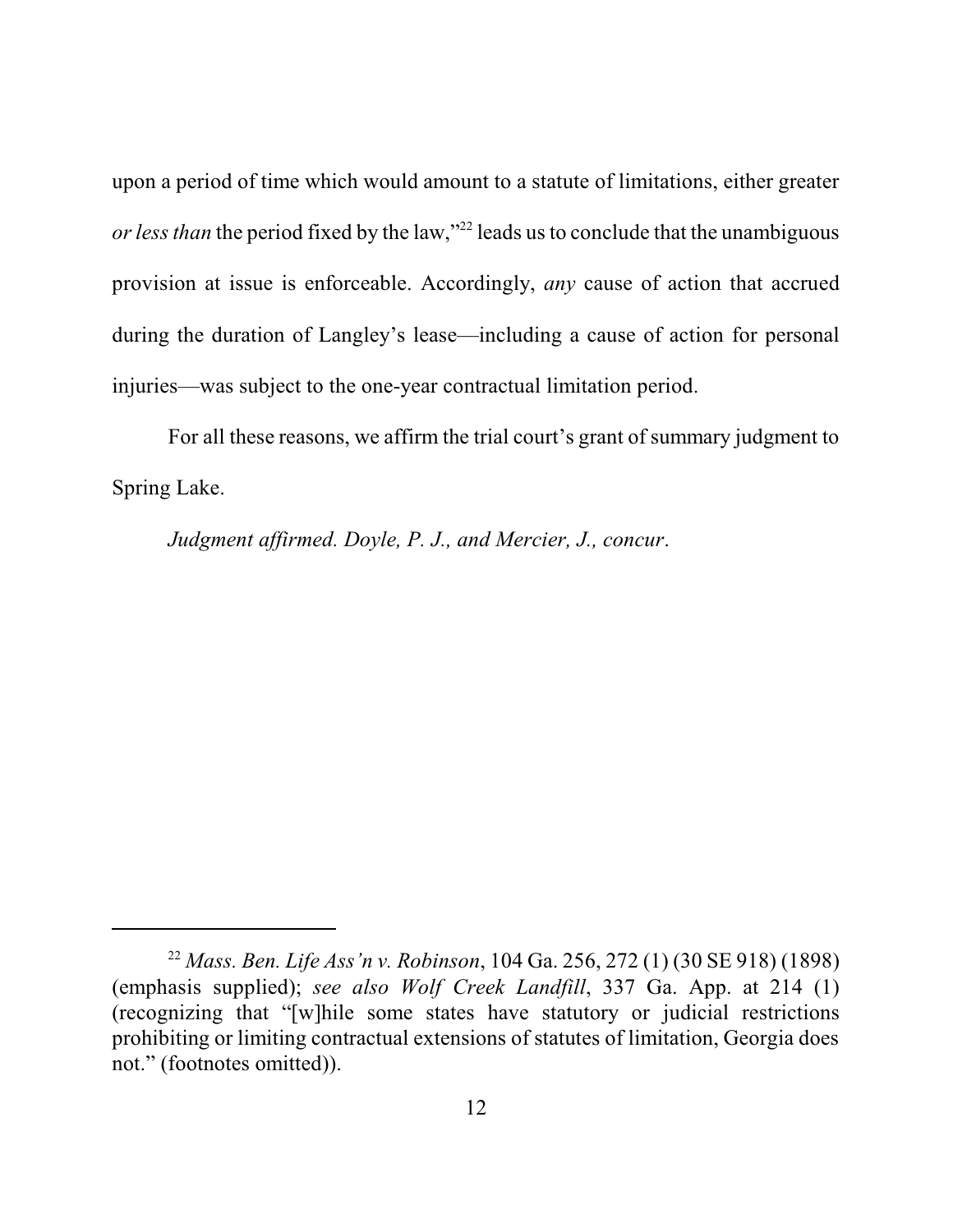upon a period of time which would amount to a statute of limitations, either greater *or less than* the period fixed by the law,"[22] leads us to conclude that the unambiguous provision at issue is enforceable. Accordingly, *any* cause of action that accrued during the duration of Langley's lease—including a cause of action for personal injuries—was subject to the one-year contractual limitation period.

For all these reasons, we affirm the trial court's grant of summary judgment to Spring Lake.

*Judgment affirmed. Doyle, P. J., and Mercier, J., concur*.

---

[22] *Mass. Ben. Life Ass'n v. Robinson*, 104 Ga. 256, 272 (1) (30 SE 918) (1898) (emphasis supplied); *see also Wolf Creek Landfill*, 337 Ga. App. at 214 (1) (recognizing that "[w]hile some states have statutory or judicial restrictions prohibiting or limiting contractual extensions of statutes of limitation, Georgia does not." (footnotes omitted)).